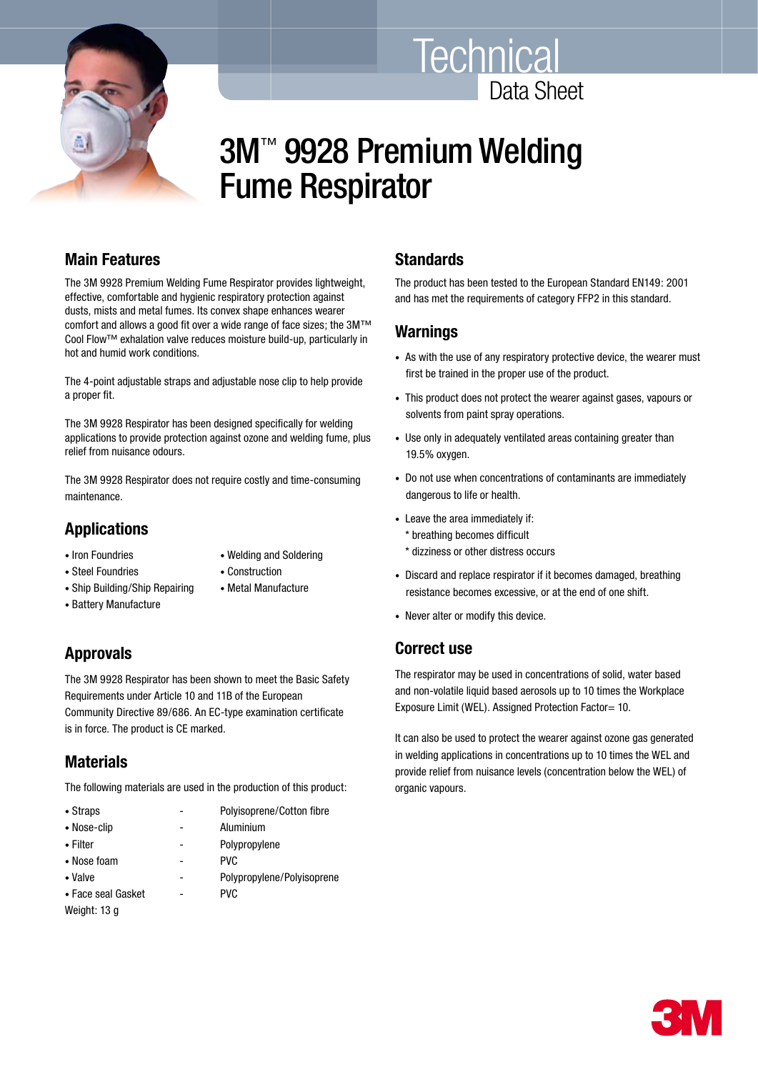Technical

Data Sheet

# 3M™ 9928 Premium Welding Fume Respirator

## Main Features

The 3M 9928 Premium Welding Fume Respirator provides lightweight, effective, comfortable and hygienic respiratory protection against dusts, mists and metal fumes. Its convex shape enhances wearer comfort and allows a good fit over a wide range of face sizes; the 3M™ Cool Flow™ exhalation valve reduces moisture build-up, particularly in hot and humid work conditions.

The 4-point adjustable straps and adjustable nose clip to help provide a proper fit.

The 3M 9928 Respirator has been designed specifically for welding applications to provide protection against ozone and welding fume, plus relief from nuisance odours.

The 3M 9928 Respirator does not require costly and time-consuming maintenance.

## Applications

- Iron Foundries
- Steel Foundries
- Ship Building/Ship Repairing
- Battery Manufacture
- Welding and Soldering
- Construction
- Metal Manufacture

## Approvals

The 3M 9928 Respirator has been shown to meet the Basic Safety Requirements under Article 10 and 11B of the European Community Directive 89/686. An EC-type examination certificate is in force. The product is CE marked.

## Materials

The following materials are used in the production of this product:

| | | |
|---|---|---|
| • Straps | - | Polyisoprene/Cotton fibre |
| • Nose-clip | - | Aluminium |
| • Filter | - | Polypropylene |
| • Nose foam | - | PVC |
| • Valve | - | Polypropylene/Polyisoprene |
| • Face seal Gasket | - | PVC |

Weight: 13 g

## Standards

The product has been tested to the European Standard EN149: 2001 and has met the requirements of category FFP2 in this standard.

## Warnings

- As with the use of any respiratory protective device, the wearer must first be trained in the proper use of the product.
- This product does not protect the wearer against gases, vapours or solvents from paint spray operations.
- Use only in adequately ventilated areas containing greater than 19.5% oxygen.
- Do not use when concentrations of contaminants are immediately dangerous to life or health.
- Leave the area immediately if:
  * breathing becomes difficult
  * dizziness or other distress occurs
- Discard and replace respirator if it becomes damaged, breathing resistance becomes excessive, or at the end of one shift.
- Never alter or modify this device.

## Correct use

The respirator may be used in concentrations of solid, water based and non-volatile liquid based aerosols up to 10 times the Workplace Exposure Limit (WEL). Assigned Protection Factor= 10.

It can also be used to protect the wearer against ozone gas generated in welding applications in concentrations up to 10 times the WEL and provide relief from nuisance levels (concentration below the WEL) of organic vapours.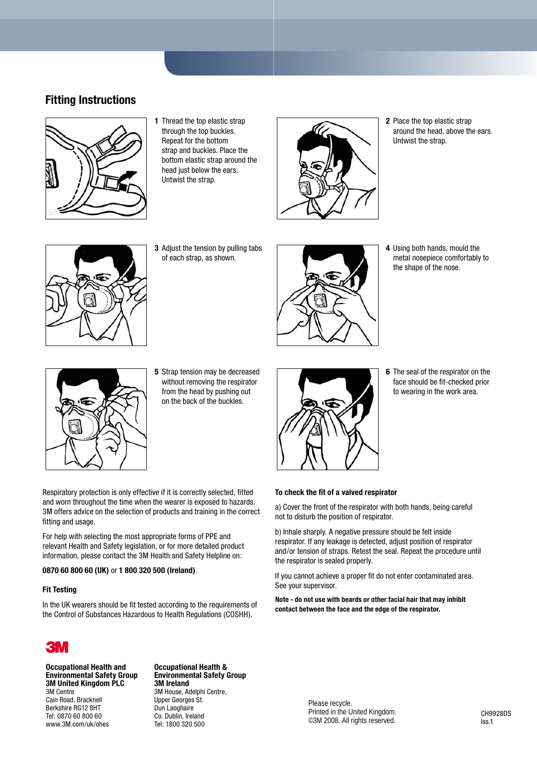## Fitting Instructions

**1** Thread the top elastic strap through the top buckles. Repeat for the bottom strap and buckles. Place the bottom elastic strap around the head just below the ears. Untwist the strap.

**2** Place the top elastic strap around the head, above the ears. Untwist the strap.

**3** Adjust the tension by pulling tabs of each strap, as shown.

**4** Using both hands, mould the metal nosepiece comfortably to the shape of the nose.

**5** Strap tension may be decreased without removing the respirator from the head by pushing out on the back of the buckles.

**6** The seal of the respirator on the face should be fit-checked prior to wearing in the work area.

Respiratory protection is only effective if it is correctly selected, fitted and worn throughout the time when the wearer is exposed to hazards. 3M offers advice on the selection of products and training in the correct fitting and usage.

For help with selecting the most appropriate forms of PPE and relevant Health and Safety legislation, or for more detailed product information, please contact the 3M Health and Safety Helpline on:

**0870 60 800 60 (UK)** or **1 800 320 500 (Ireland)**.

**Fit Testing**

In the UK wearers should be fit tested according to the requirements of the Control of Substances Hazardous to Health Regulations (COSHH).

**To check the fit of a valved respirator**

a) Cover the front of the respirator with both hands, being careful not to disturb the position of respirator.

b) Inhale sharply. A negative pressure should be felt inside respirator. If any leakage is detected, adjust position of respirator and/or tension of straps. Retest the seal. Repeat the procedure until the respirator is sealed properly.

If you cannot achieve a proper fit do not enter contaminated area. See your supervisor.

**Note - do not use with beards or other facial hair that may inhibit contact between the face and the edge of the respirator.**

3M

**Occupational Health and Environmental Safety Group**
**3M United Kingdom PLC**
3M Centre
Cain Road, Bracknell
Berkshire RG12 8HT
Tel: 0870 60 800 60
www.3M.com/uk/ohes

**Occupational Health & Environmental Safety Group**
**3M Ireland**
3M House, Adelphi Centre,
Upper Georges St.
Dun Laoghaire
Co. Dublin, Ireland
Tel: 1800 320 500

Please recycle.
Printed in the United Kingdom.
©3M 2008. All rights reserved.

CH9928DS
Iss.1